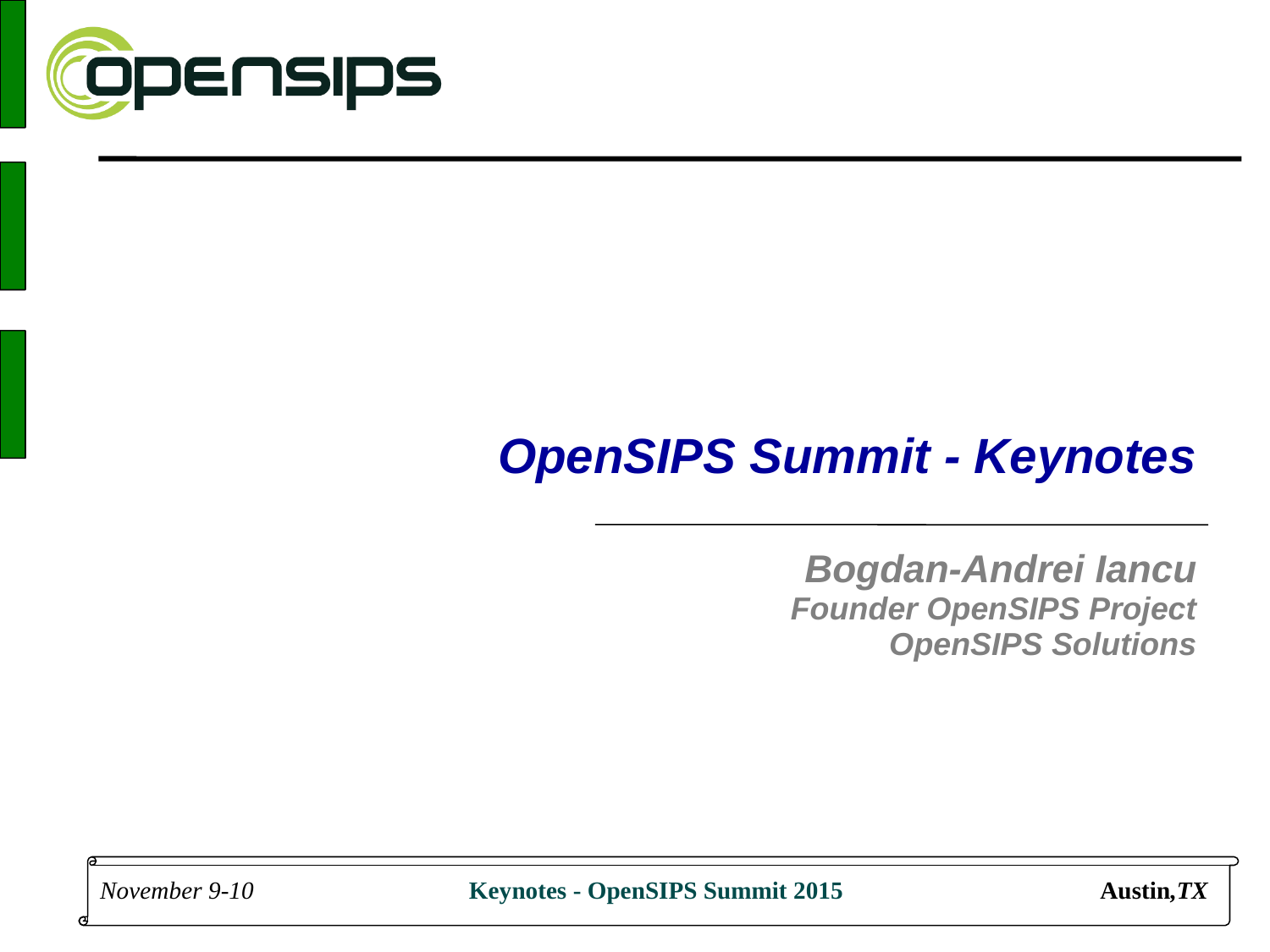# OpenSIPS Summit - Keynotes

**Bogdan-Andrei Iancu**
*Founder OpenSIPS Project*
*OpenSIPS Solutions*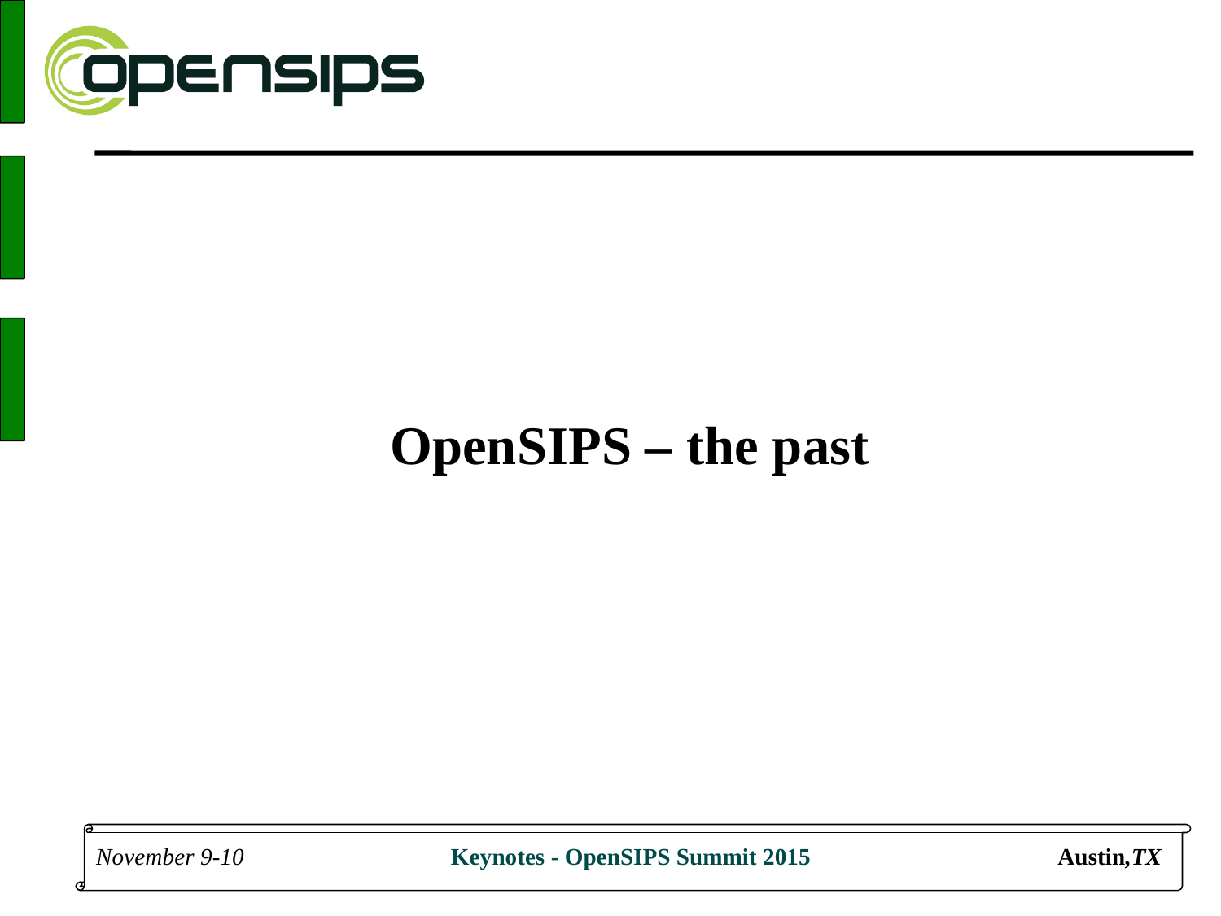# OpenSIPS – the past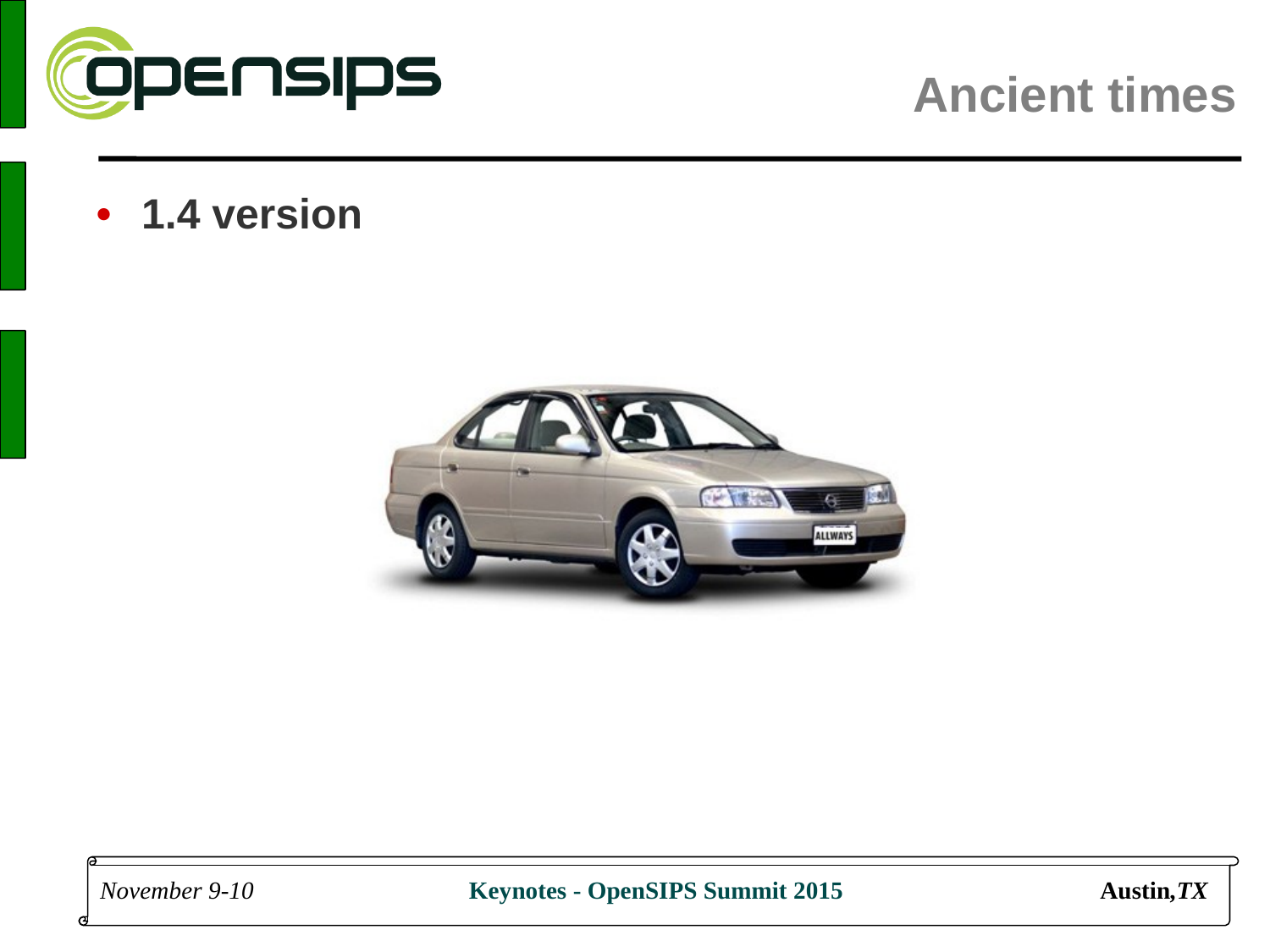# Ancient times

- **1.4 version**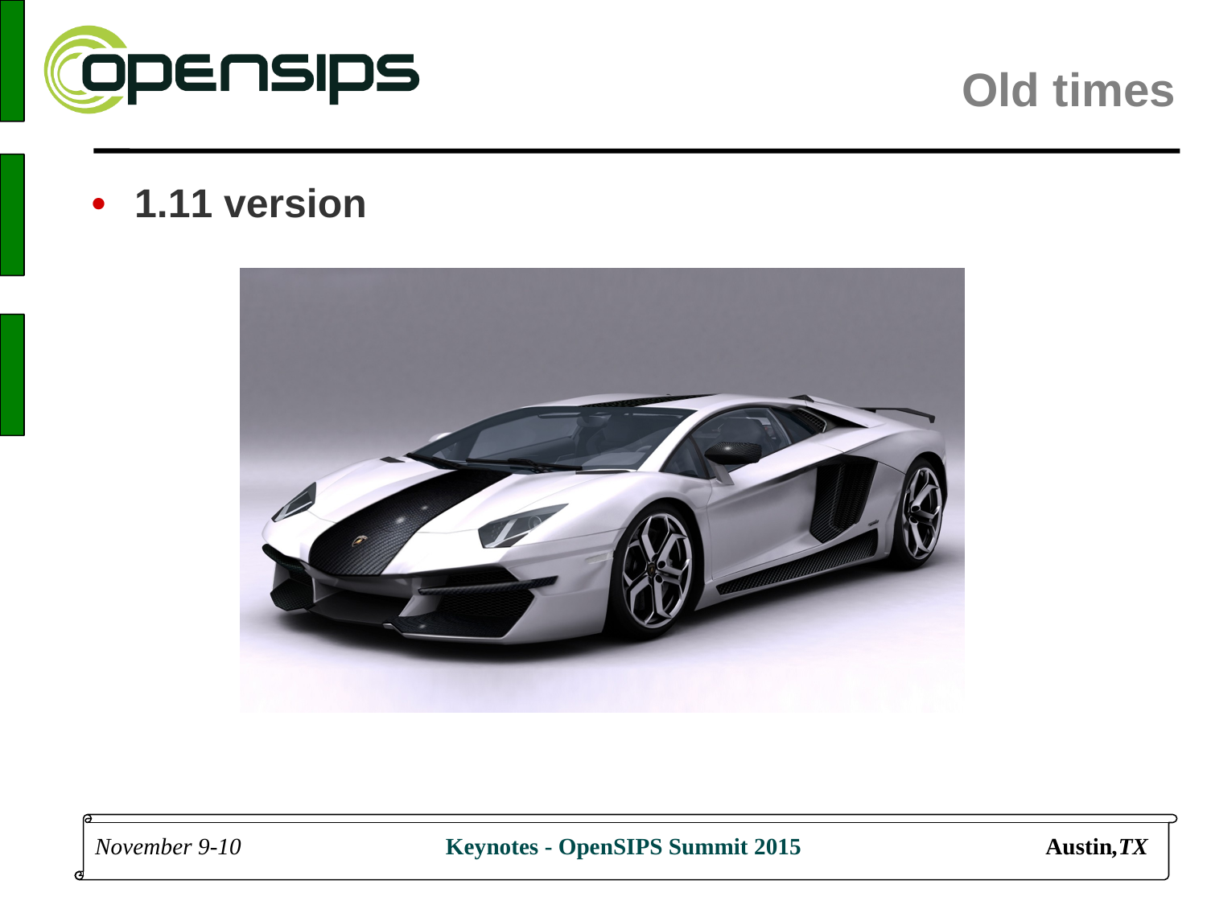# Old times

- **1.11 version**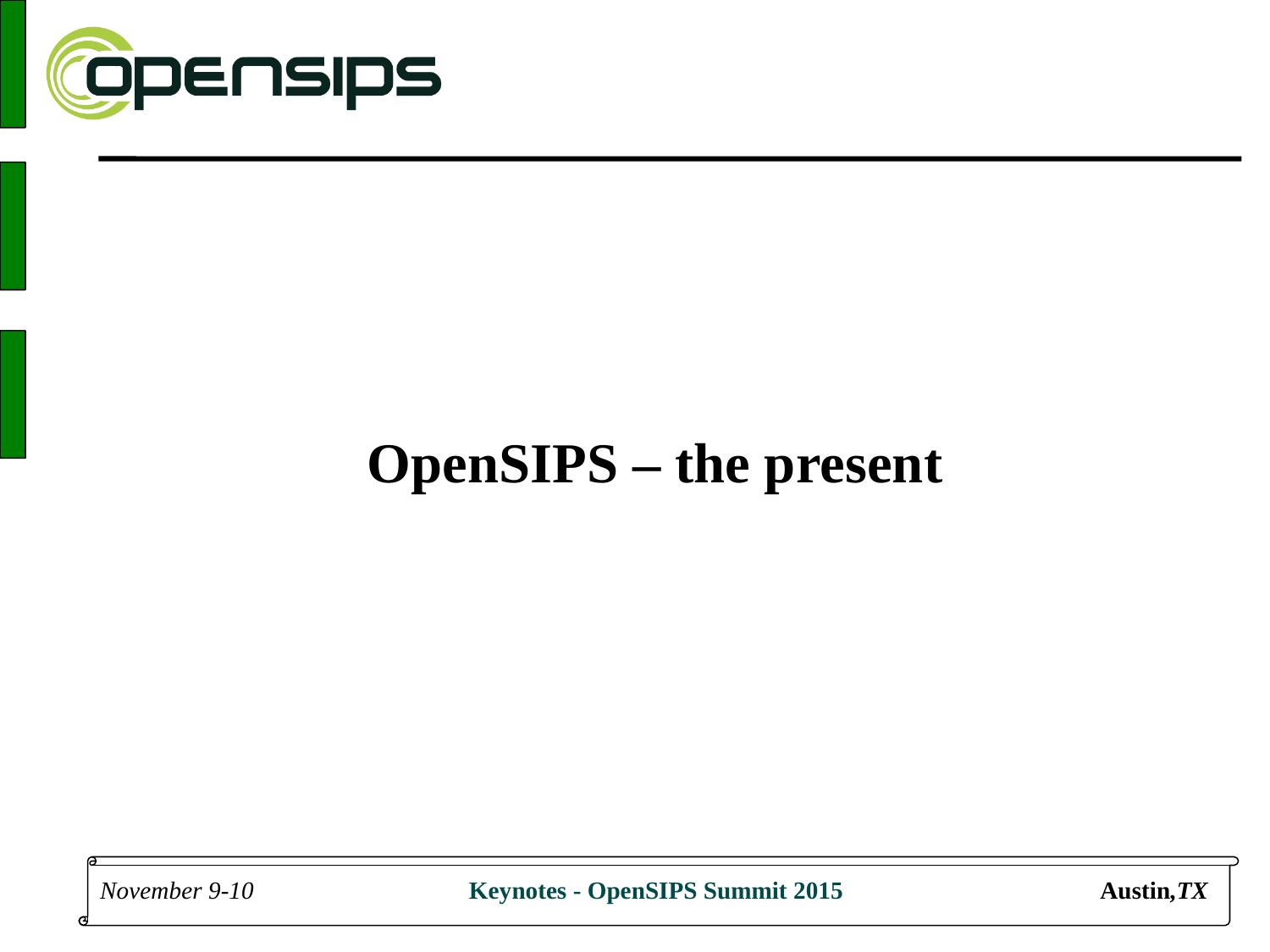# OpenSIPS – the present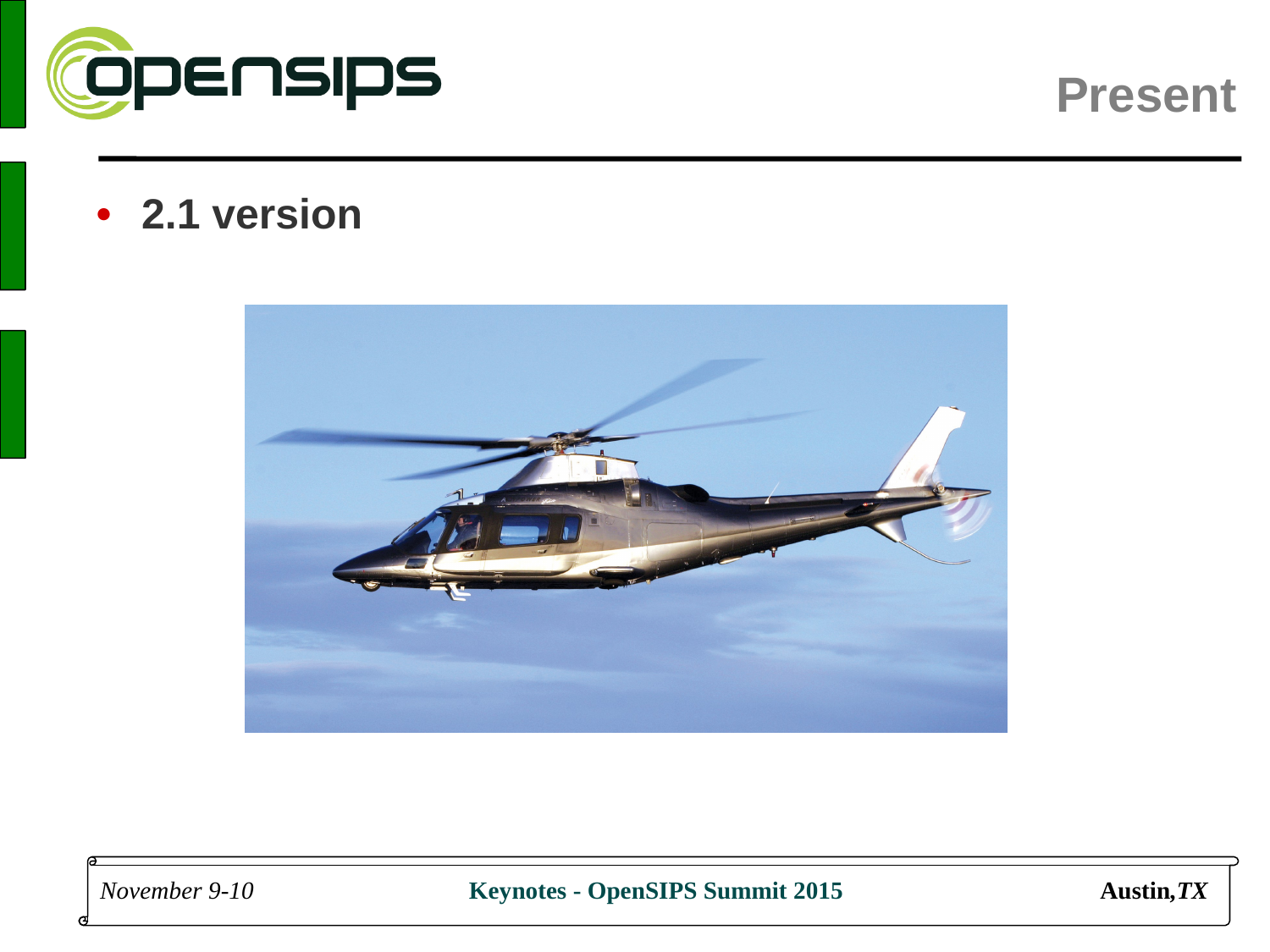## Present

- **2.1 version**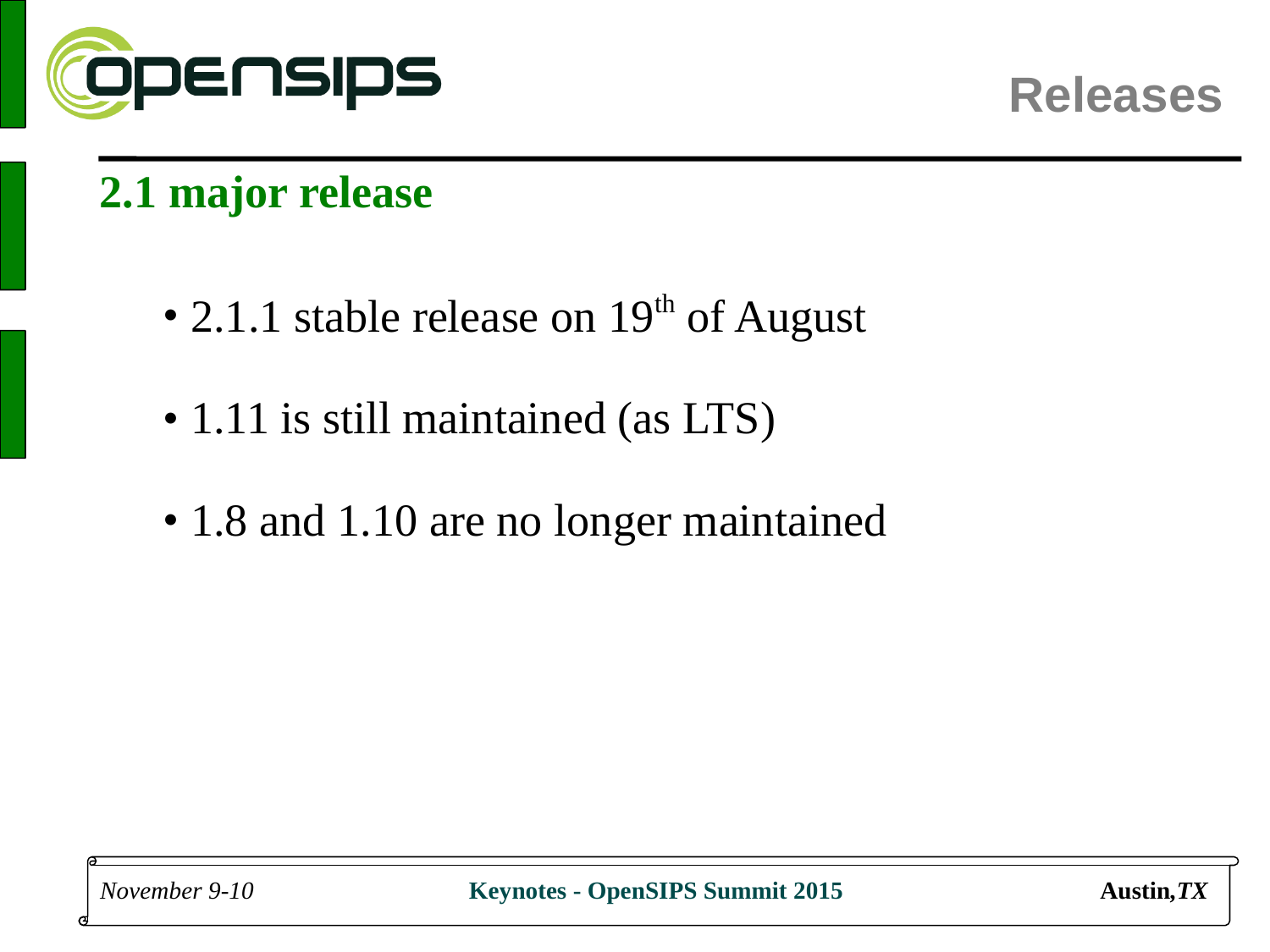# Releases

## 2.1 major release

- 2.1.1 stable release on 19th of August
- 1.11 is still maintained (as LTS)
- 1.8 and 1.10 are no longer maintained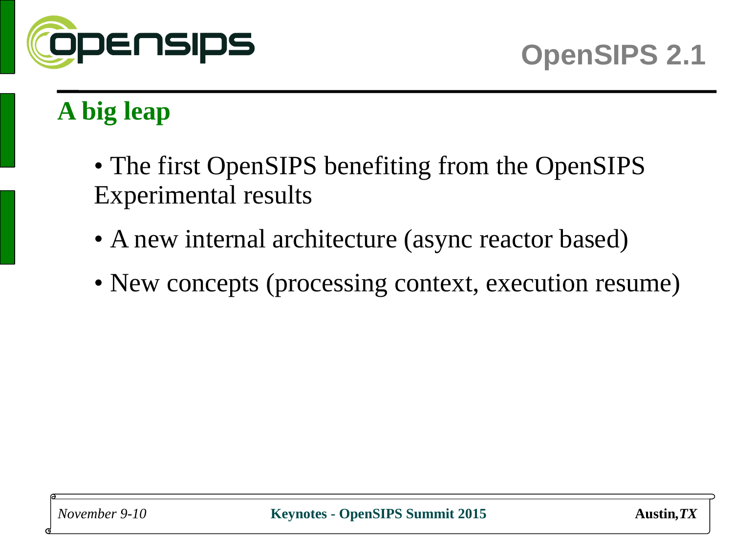# OpenSIPS 2.1

## A big leap

- The first OpenSIPS benefiting from the OpenSIPS Experimental results
- A new internal architecture (async reactor based)
- New concepts (processing context, execution resume)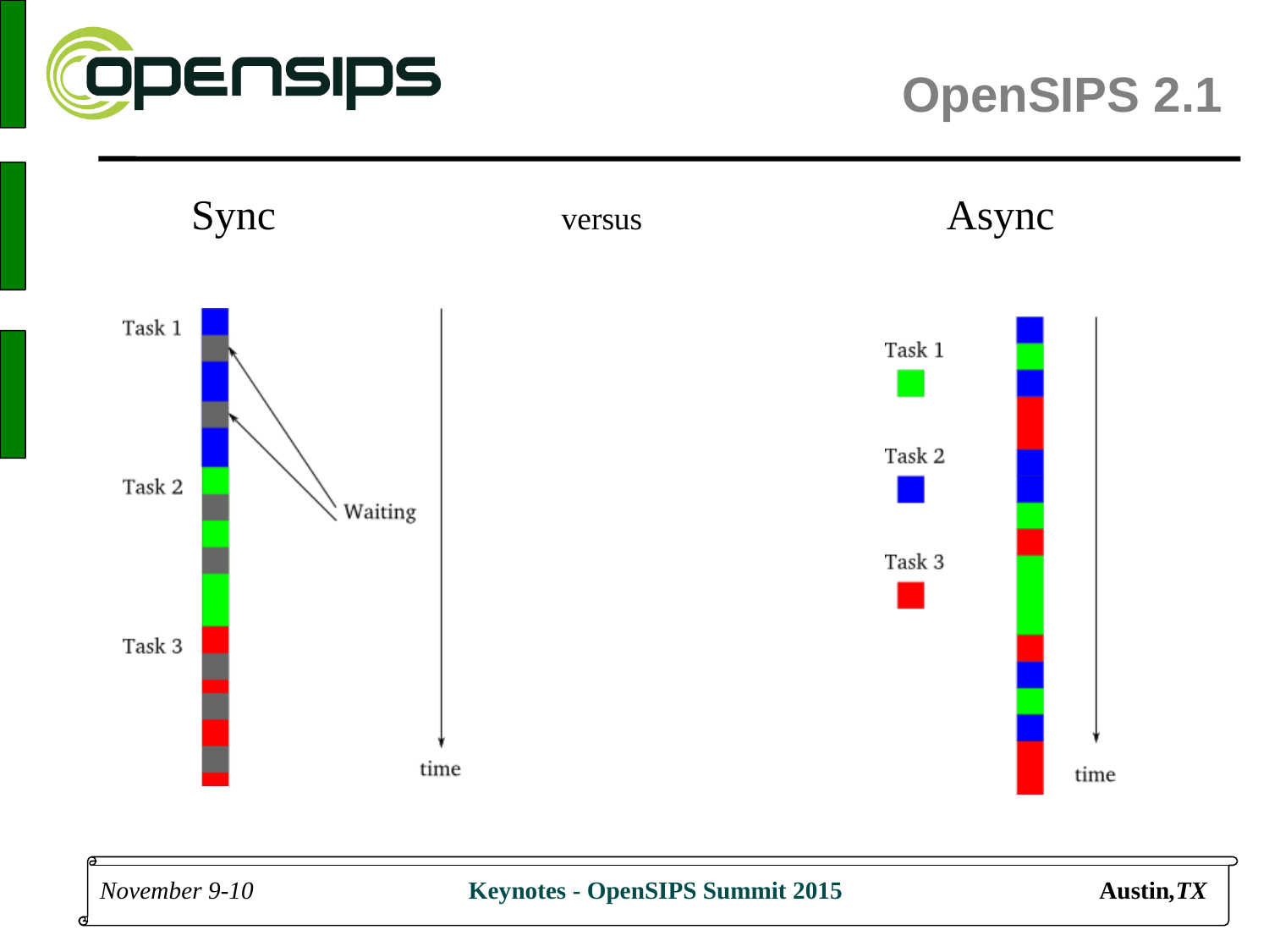# OpenSIPS 2.1

Sync versus Async

Task 1

Task 2

Task 3

Waiting

time

Task 1

Task 2

Task 3

time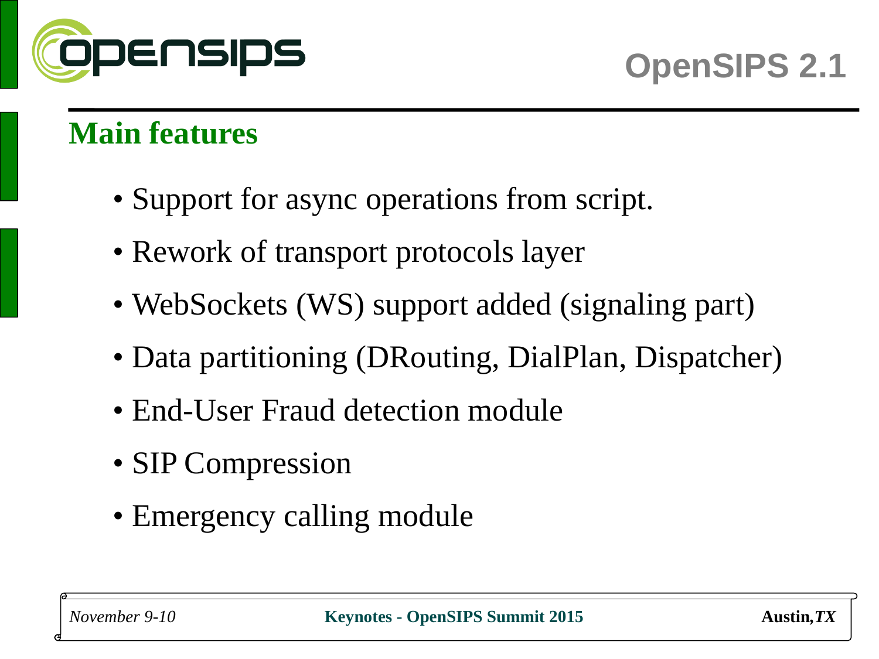# OpenSIPS 2.1

## Main features

- Support for async operations from script.
- Rework of transport protocols layer
- WebSockets (WS) support added (signaling part)
- Data partitioning (DRouting, DialPlan, Dispatcher)
- End-User Fraud detection module
- SIP Compression
- Emergency calling module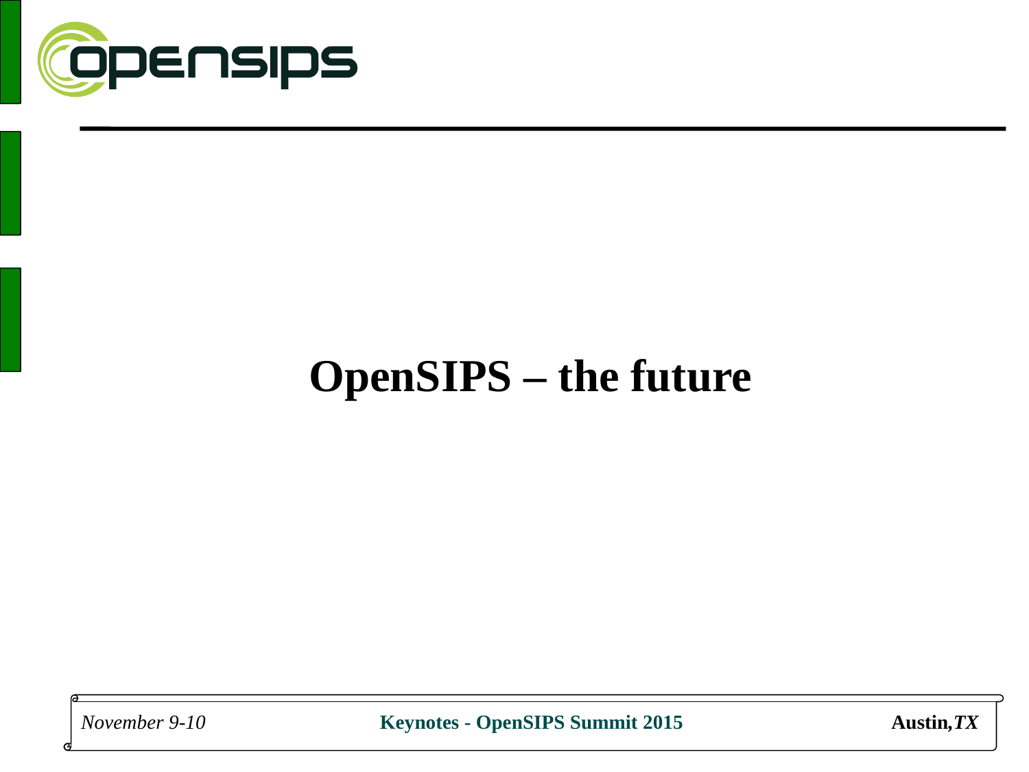# OpenSIPS – the future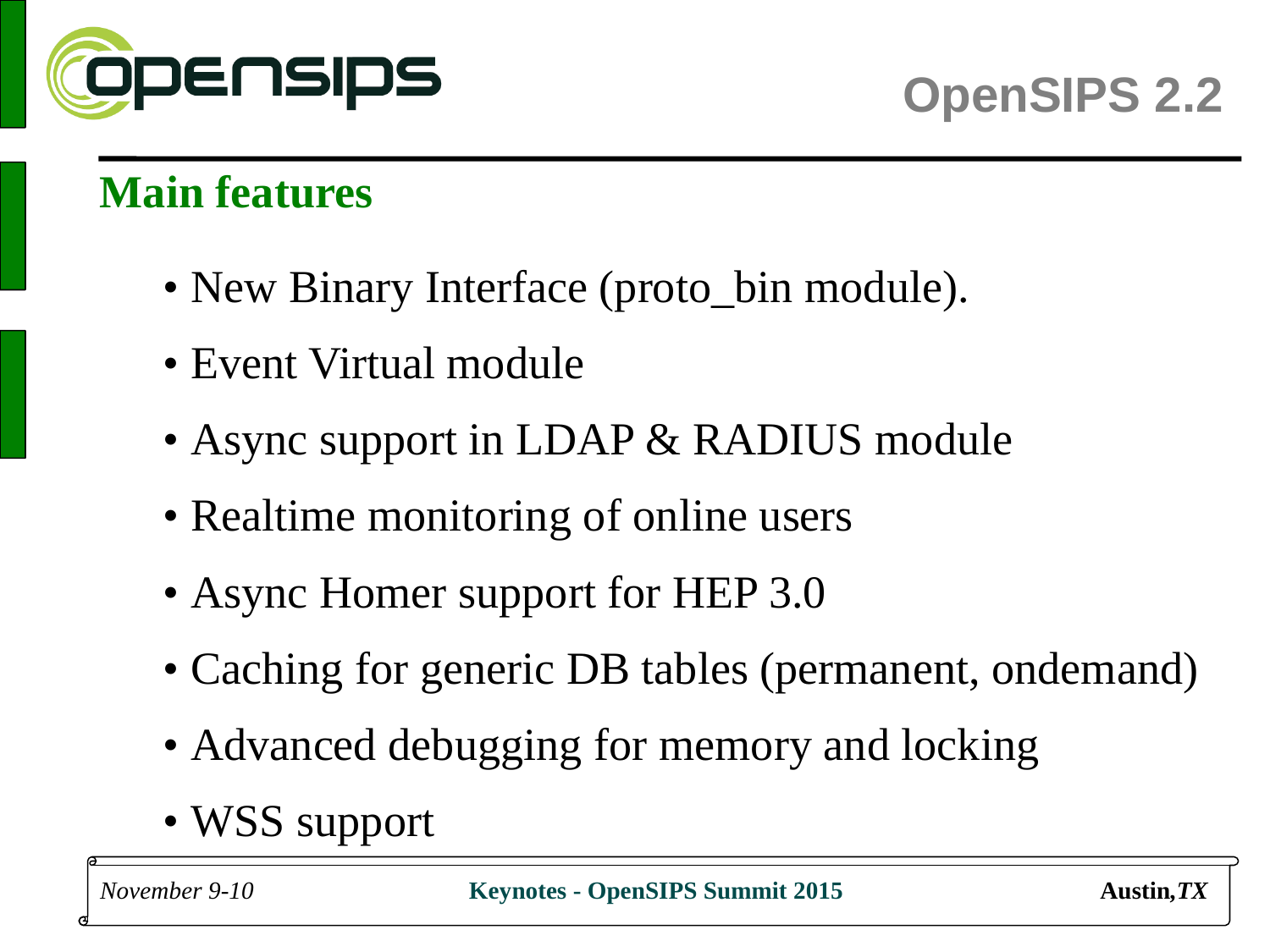# OpenSIPS 2.2

## Main features

- New Binary Interface (proto_bin module).
- Event Virtual module
- Async support in LDAP & RADIUS module
- Realtime monitoring of online users
- Async Homer support for HEP 3.0
- Caching for generic DB tables (permanent, ondemand)
- Advanced debugging for memory and locking
- WSS support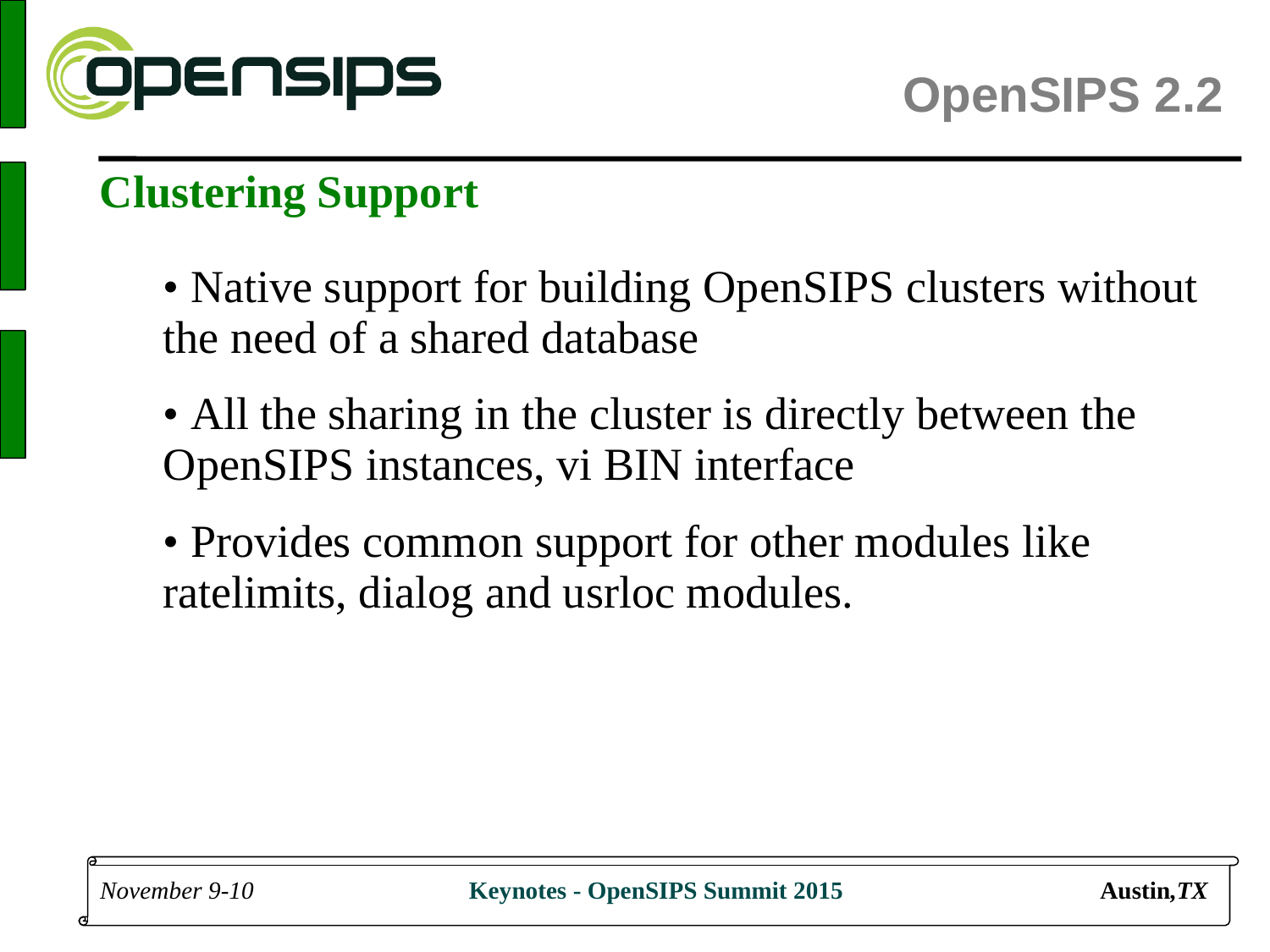# OpenSIPS 2.2

## Clustering Support

- Native support for building OpenSIPS clusters without the need of a shared database
- All the sharing in the cluster is directly between the OpenSIPS instances, vi BIN interface
- Provides common support for other modules like ratelimits, dialog and usrloc modules.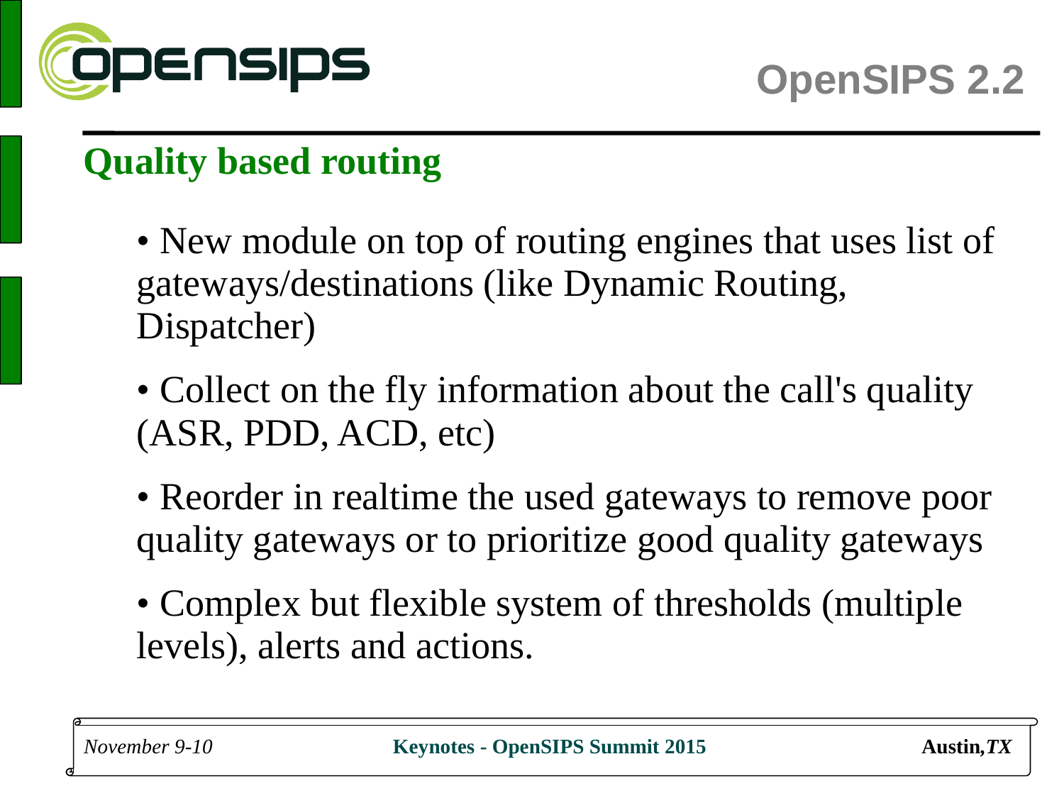## Quality based routing

- New module on top of routing engines that uses list of gateways/destinations (like Dynamic Routing, Dispatcher)
- Collect on the fly information about the call's quality (ASR, PDD, ACD, etc)
- Reorder in realtime the used gateways to remove poor quality gateways or to prioritize good quality gateways
- Complex but flexible system of thresholds (multiple levels), alerts and actions.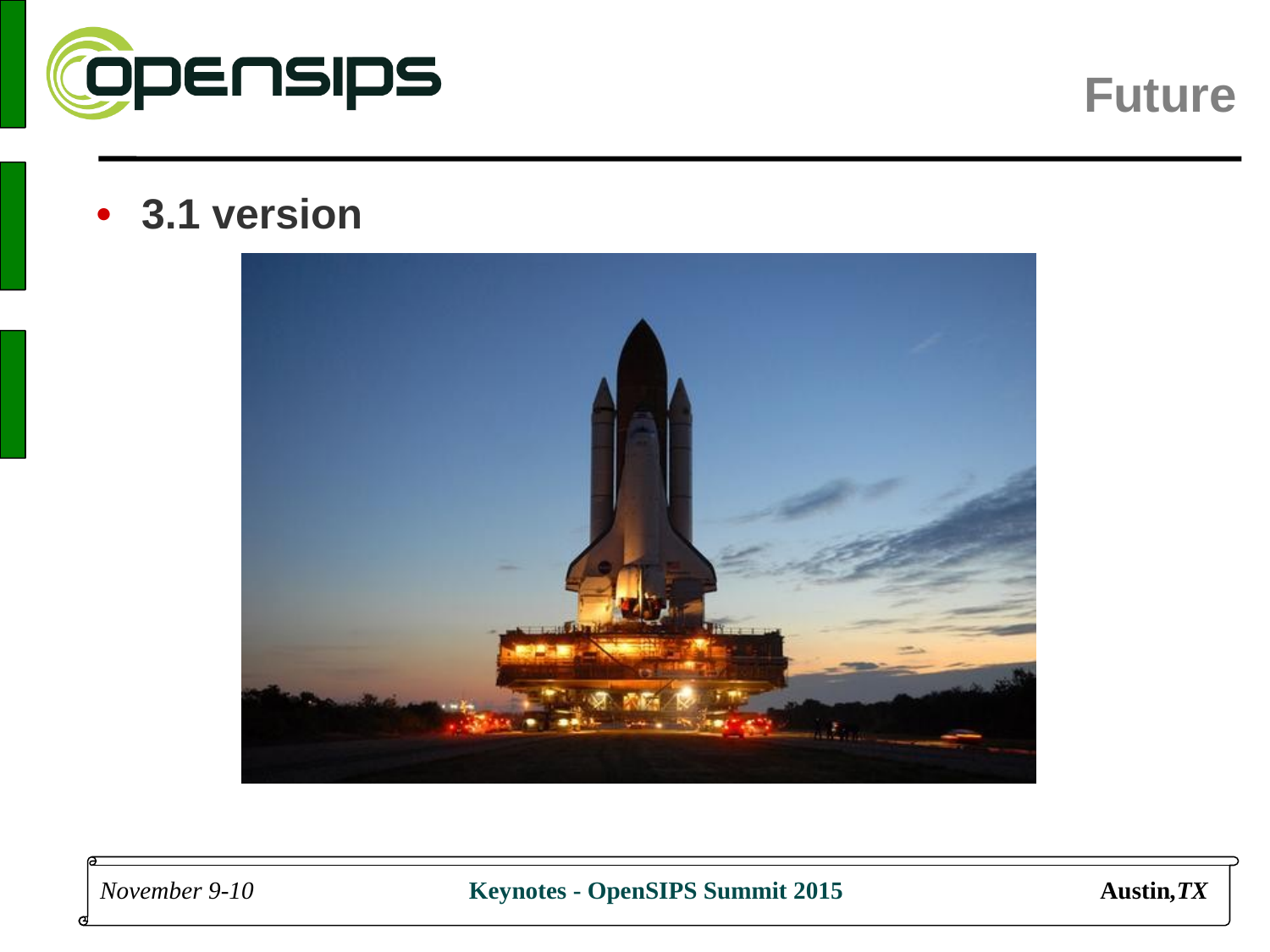# Future

- **3.1 version**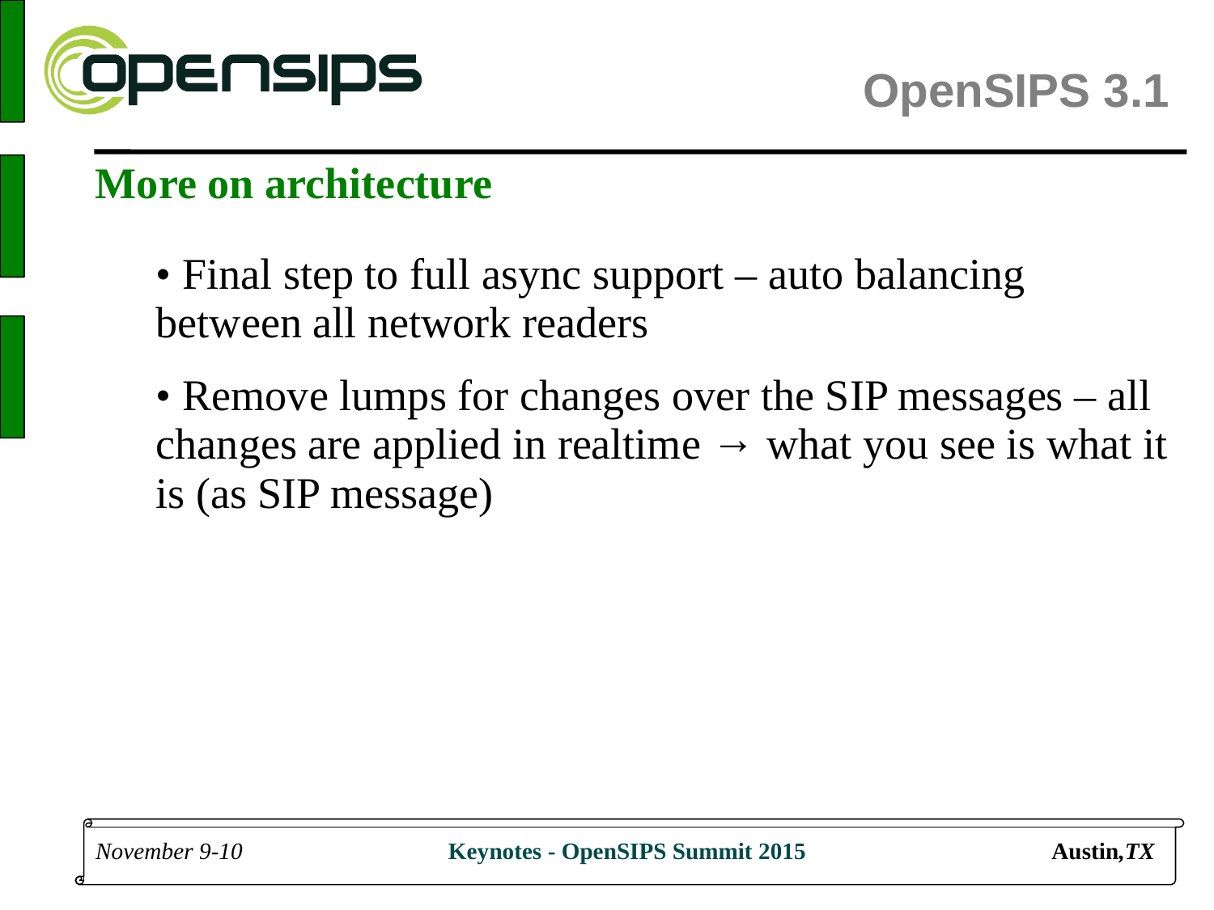## More on architecture

- Final step to full async support – auto balancing between all network readers
- Remove lumps for changes over the SIP messages – all changes are applied in realtime → what you see is what it is (as SIP message)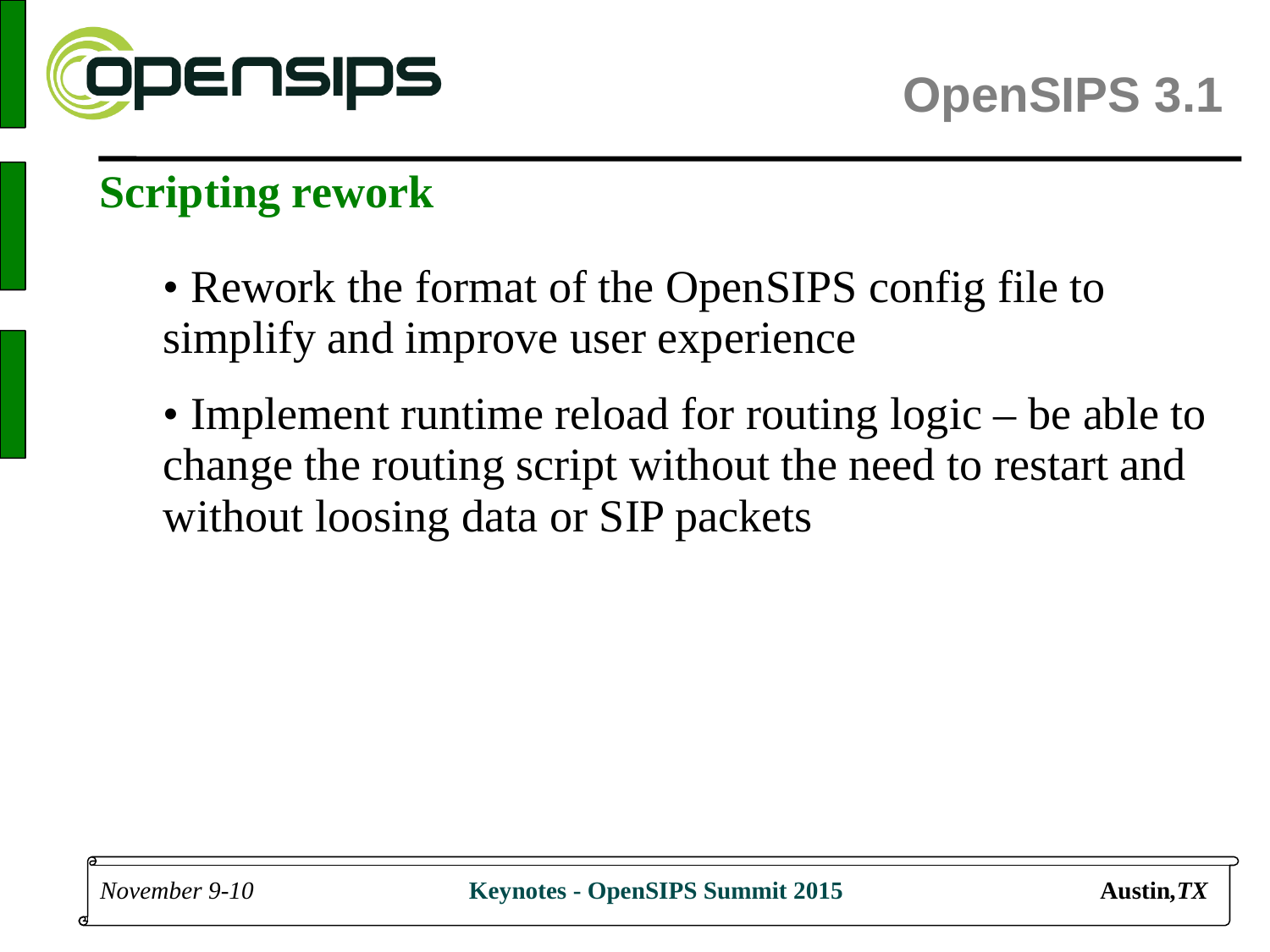# OpenSIPS 3.1

## Scripting rework

- Rework the format of the OpenSIPS config file to simplify and improve user experience
- Implement runtime reload for routing logic – be able to change the routing script without the need to restart and without loosing data or SIP packets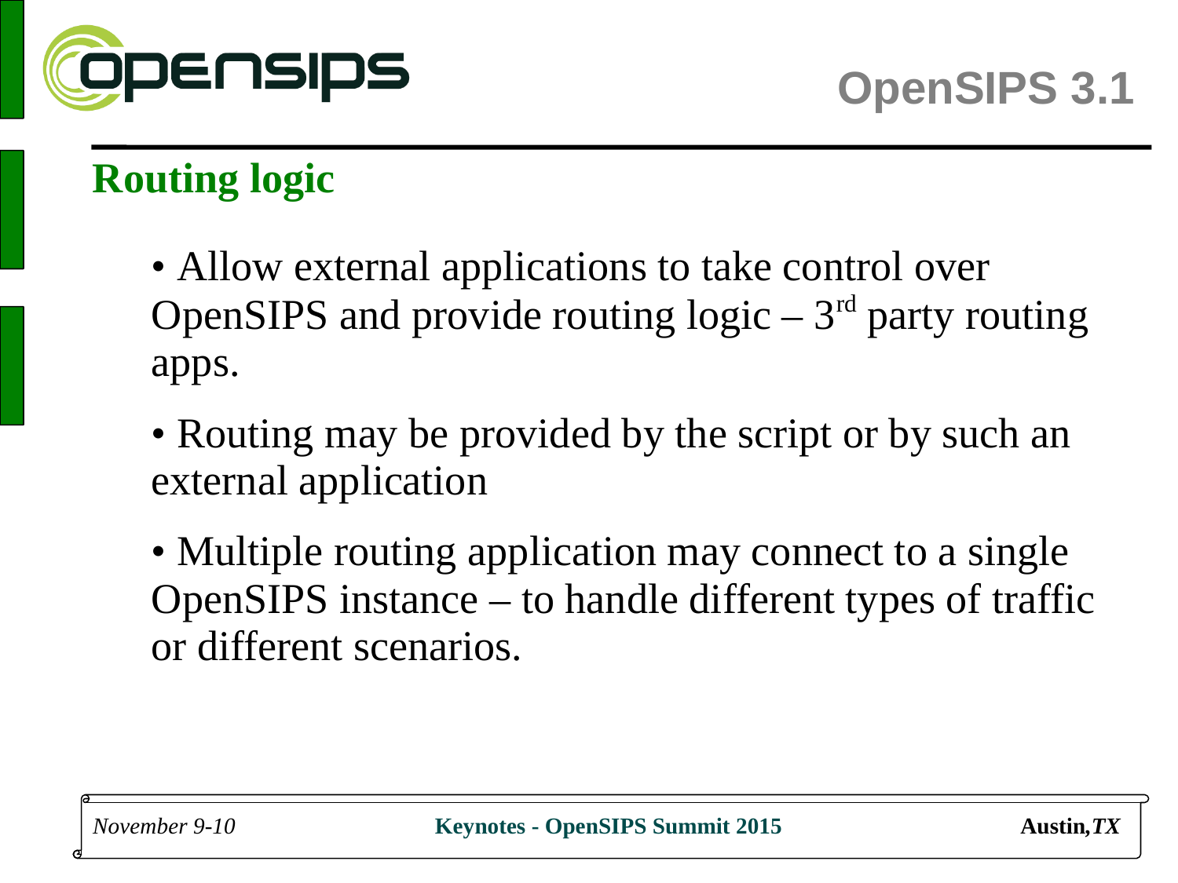## Routing logic

- Allow external applications to take control over OpenSIPS and provide routing logic – 3rd party routing apps.
- Routing may be provided by the script or by such an external application
- Multiple routing application may connect to a single OpenSIPS instance – to handle different types of traffic or different scenarios.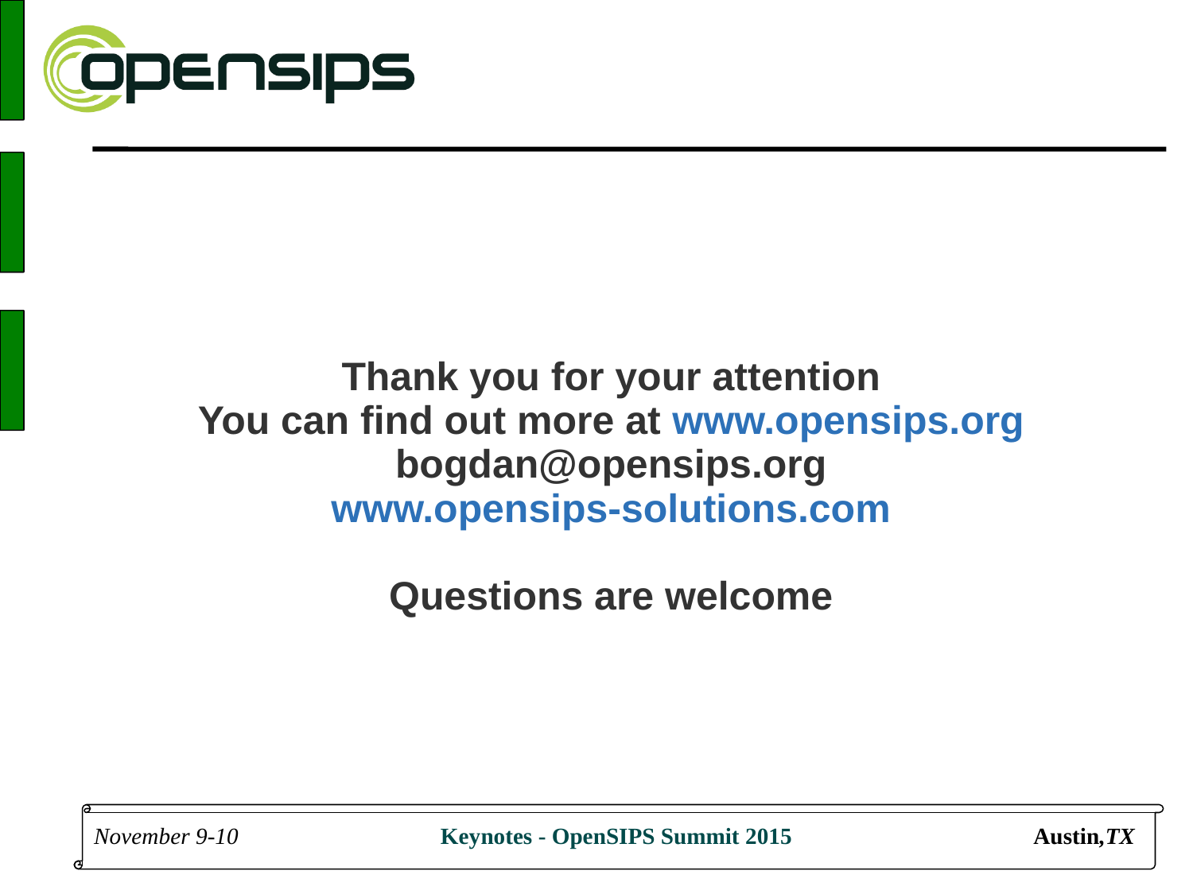**Thank you for your attention**

**You can find out more at www.opensips.org**

**bogdan@opensips.org**

**www.opensips-solutions.com**

**Questions are welcome**